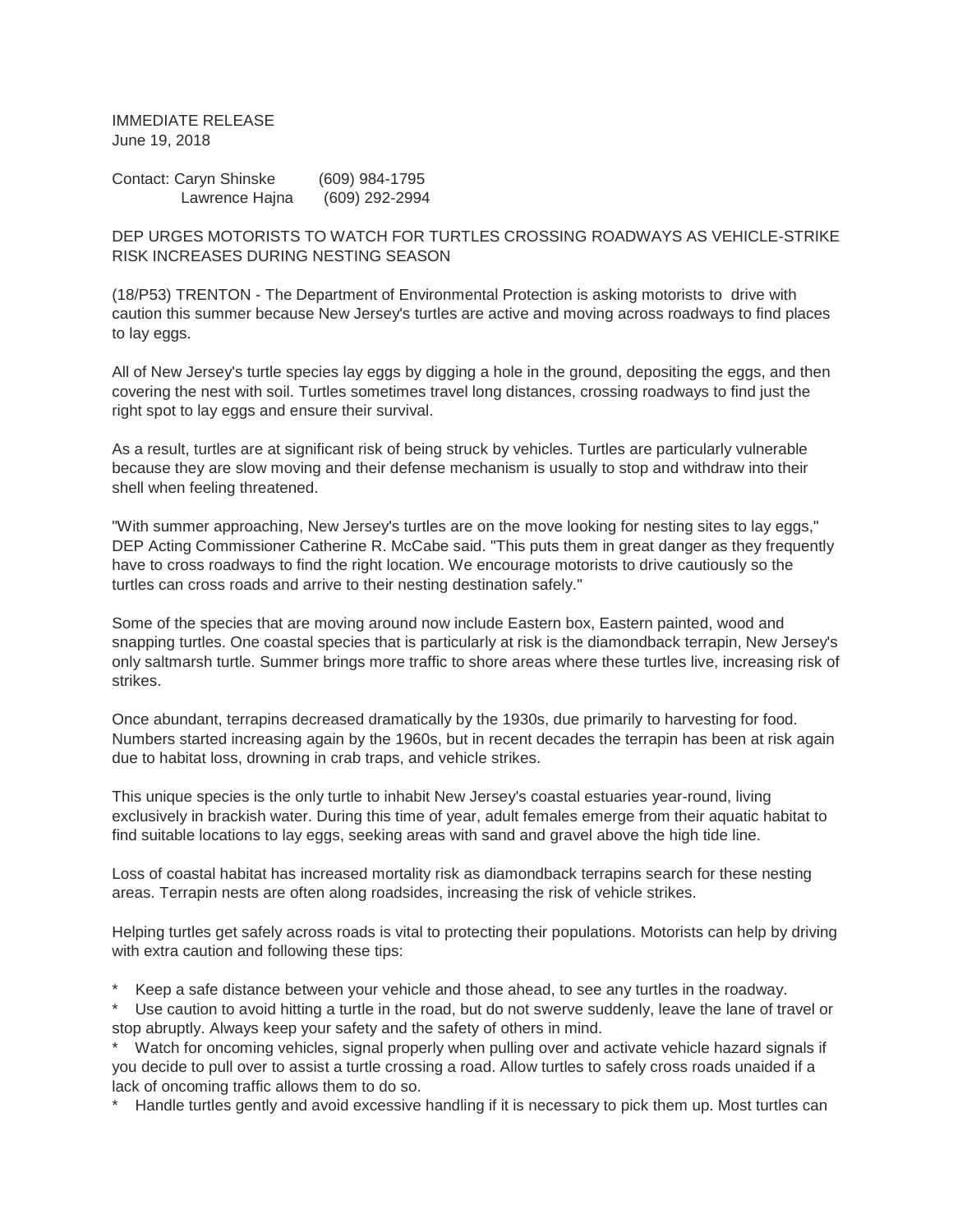IMMEDIATE RELEASE
June 19, 2018

Contact: Caryn Shinske (609) 984-1795
Lawrence Hajna (609) 292-2994

DEP URGES MOTORISTS TO WATCH FOR TURTLES CROSSING ROADWAYS AS VEHICLE-STRIKE RISK INCREASES DURING NESTING SEASON

(18/P53) TRENTON - The Department of Environmental Protection is asking motorists to drive with caution this summer because New Jersey's turtles are active and moving across roadways to find places to lay eggs.

All of New Jersey's turtle species lay eggs by digging a hole in the ground, depositing the eggs, and then covering the nest with soil. Turtles sometimes travel long distances, crossing roadways to find just the right spot to lay eggs and ensure their survival.

As a result, turtles are at significant risk of being struck by vehicles. Turtles are particularly vulnerable because they are slow moving and their defense mechanism is usually to stop and withdraw into their shell when feeling threatened.

"With summer approaching, New Jersey's turtles are on the move looking for nesting sites to lay eggs," DEP Acting Commissioner Catherine R. McCabe said. "This puts them in great danger as they frequently have to cross roadways to find the right location. We encourage motorists to drive cautiously so the turtles can cross roads and arrive to their nesting destination safely."

Some of the species that are moving around now include Eastern box, Eastern painted, wood and snapping turtles. One coastal species that is particularly at risk is the diamondback terrapin, New Jersey's only saltmarsh turtle. Summer brings more traffic to shore areas where these turtles live, increasing risk of strikes.

Once abundant, terrapins decreased dramatically by the 1930s, due primarily to harvesting for food. Numbers started increasing again by the 1960s, but in recent decades the terrapin has been at risk again due to habitat loss, drowning in crab traps, and vehicle strikes.

This unique species is the only turtle to inhabit New Jersey's coastal estuaries year-round, living exclusively in brackish water. During this time of year, adult females emerge from their aquatic habitat to find suitable locations to lay eggs, seeking areas with sand and gravel above the high tide line.

Loss of coastal habitat has increased mortality risk as diamondback terrapins search for these nesting areas. Terrapin nests are often along roadsides, increasing the risk of vehicle strikes.

Helping turtles get safely across roads is vital to protecting their populations. Motorists can help by driving with extra caution and following these tips:

* Keep a safe distance between your vehicle and those ahead, to see any turtles in the roadway.
* Use caution to avoid hitting a turtle in the road, but do not swerve suddenly, leave the lane of travel or stop abruptly. Always keep your safety and the safety of others in mind.
* Watch for oncoming vehicles, signal properly when pulling over and activate vehicle hazard signals if you decide to pull over to assist a turtle crossing a road. Allow turtles to safely cross roads unaided if a lack of oncoming traffic allows them to do so.
* Handle turtles gently and avoid excessive handling if it is necessary to pick them up. Most turtles can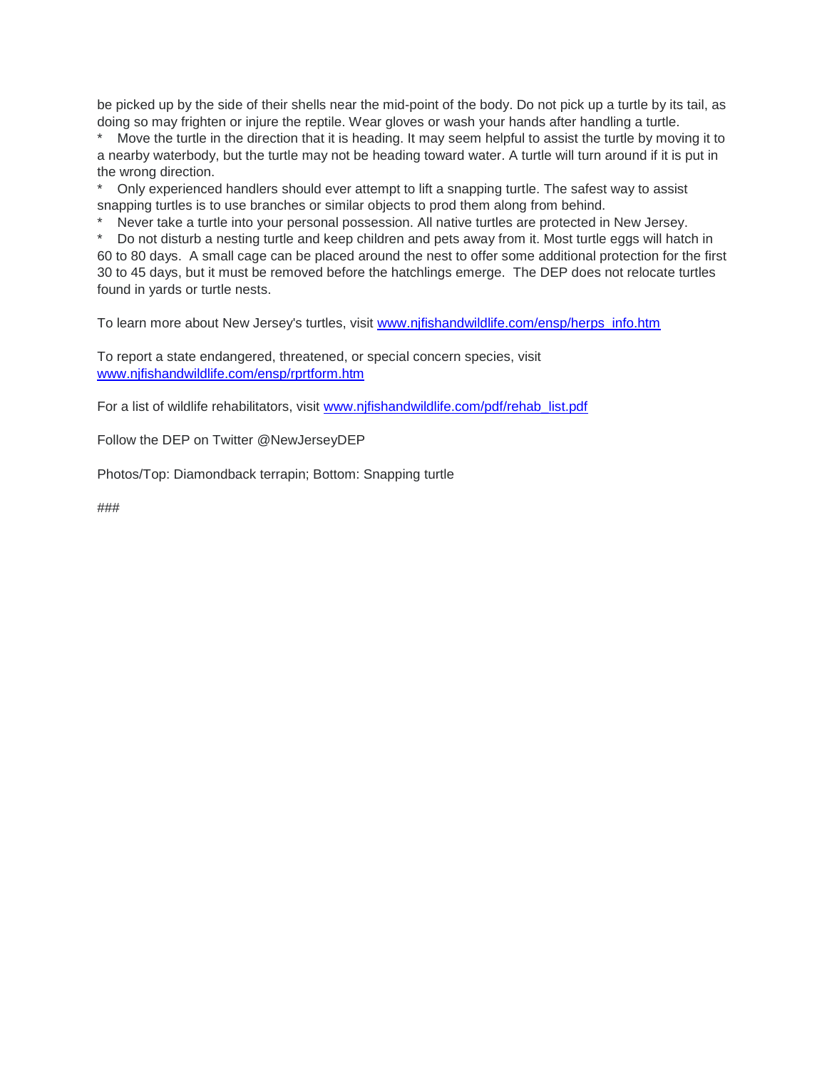be picked up by the side of their shells near the mid-point of the body. Do not pick up a turtle by its tail, as doing so may frighten or injure the reptile. Wear gloves or wash your hands after handling a turtle.

* Move the turtle in the direction that it is heading. It may seem helpful to assist the turtle by moving it to a nearby waterbody, but the turtle may not be heading toward water. A turtle will turn around if it is put in the wrong direction.
* Only experienced handlers should ever attempt to lift a snapping turtle. The safest way to assist snapping turtles is to use branches or similar objects to prod them along from behind.
* Never take a turtle into your personal possession. All native turtles are protected in New Jersey.
* Do not disturb a nesting turtle and keep children and pets away from it. Most turtle eggs will hatch in 60 to 80 days. A small cage can be placed around the nest to offer some additional protection for the first 30 to 45 days, but it must be removed before the hatchlings emerge. The DEP does not relocate turtles found in yards or turtle nests.

To learn more about New Jersey's turtles, visit [www.njfishandwildlife.com/ensp/herps_info.htm](http://www.njfishandwildlife.com/ensp/herps_info.htm)

To report a state endangered, threatened, or special concern species, visit [www.njfishandwildlife.com/ensp/rprtform.htm](http://www.njfishandwildlife.com/ensp/rprtform.htm)

For a list of wildlife rehabilitators, visit [www.njfishandwildlife.com/pdf/rehab_list.pdf](http://www.njfishandwildlife.com/pdf/rehab_list.pdf)

Follow the DEP on Twitter @NewJerseyDEP

Photos/Top: Diamondback terrapin; Bottom: Snapping turtle

###